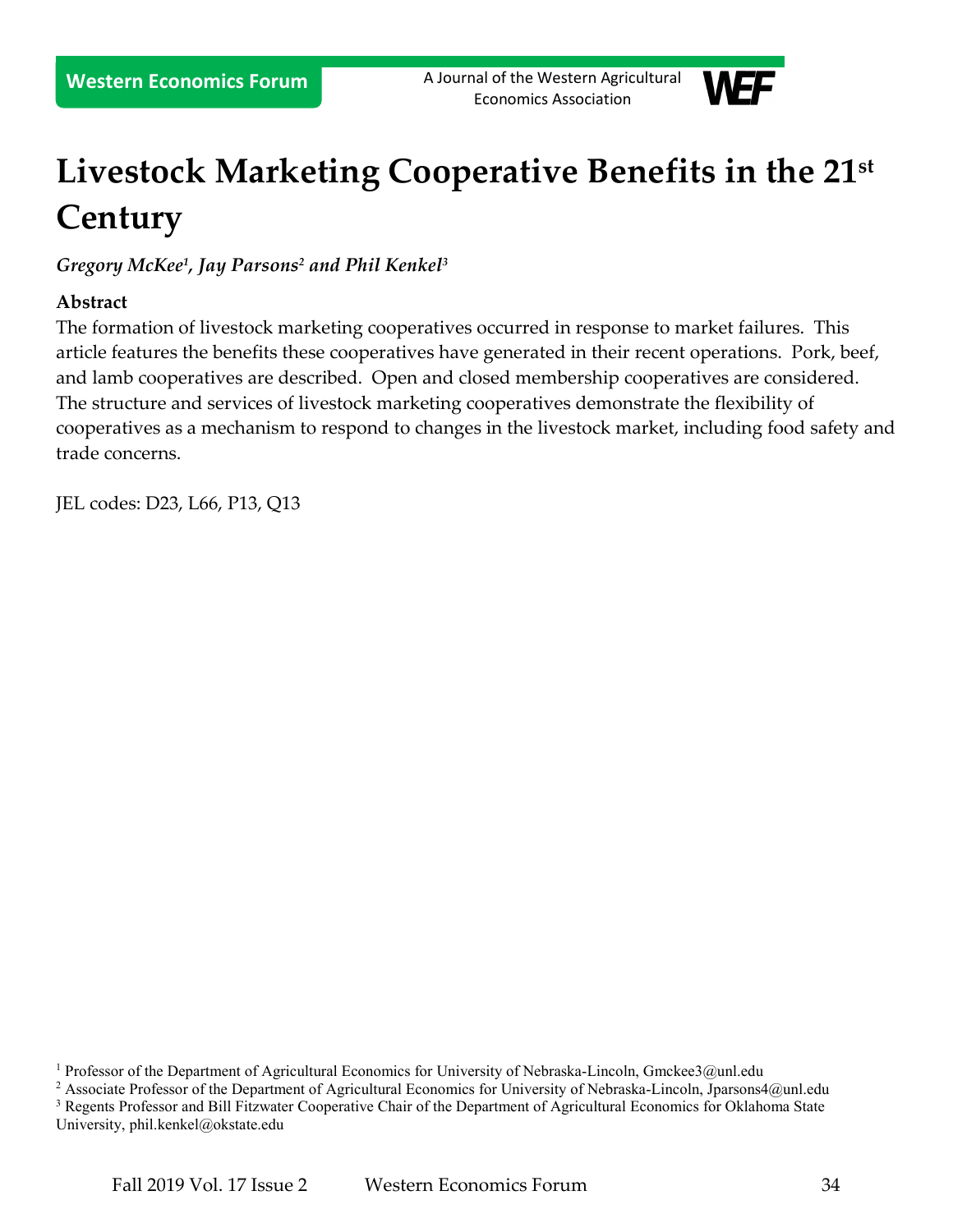# Livestock Marketing Cooperative Benefits in the 21st Century

*Gregory McKee[1], Jay Parsons[2] and Phil Kenkel[3]*

**Abstract**

The formation of livestock marketing cooperatives occurred in response to market failures. This article features the benefits these cooperatives have generated in their recent operations. Pork, beef, and lamb cooperatives are described. Open and closed membership cooperatives are considered. The structure and services of livestock marketing cooperatives demonstrate the flexibility of cooperatives as a mechanism to respond to changes in the livestock market, including food safety and trade concerns.

JEL codes: D23, L66, P13, Q13

[1] Professor of the Department of Agricultural Economics for University of Nebraska-Lincoln, Gmckee3@unl.edu

[2] Associate Professor of the Department of Agricultural Economics for University of Nebraska-Lincoln, Jparsons4@unl.edu

[3] Regents Professor and Bill Fitzwater Cooperative Chair of the Department of Agricultural Economics for Oklahoma State University, phil.kenkel@okstate.edu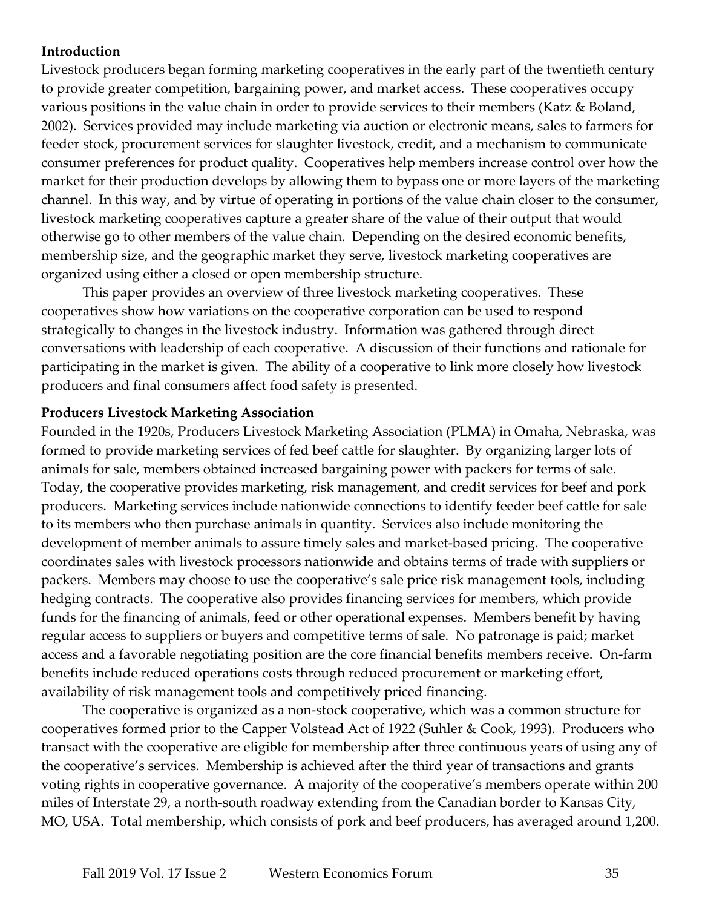**Introduction**

Livestock producers began forming marketing cooperatives in the early part of the twentieth century to provide greater competition, bargaining power, and market access. These cooperatives occupy various positions in the value chain in order to provide services to their members (Katz & Boland, 2002). Services provided may include marketing via auction or electronic means, sales to farmers for feeder stock, procurement services for slaughter livestock, credit, and a mechanism to communicate consumer preferences for product quality. Cooperatives help members increase control over how the market for their production develops by allowing them to bypass one or more layers of the marketing channel. In this way, and by virtue of operating in portions of the value chain closer to the consumer, livestock marketing cooperatives capture a greater share of the value of their output that would otherwise go to other members of the value chain. Depending on the desired economic benefits, membership size, and the geographic market they serve, livestock marketing cooperatives are organized using either a closed or open membership structure.

This paper provides an overview of three livestock marketing cooperatives. These cooperatives show how variations on the cooperative corporation can be used to respond strategically to changes in the livestock industry. Information was gathered through direct conversations with leadership of each cooperative. A discussion of their functions and rationale for participating in the market is given. The ability of a cooperative to link more closely how livestock producers and final consumers affect food safety is presented.

**Producers Livestock Marketing Association**

Founded in the 1920s, Producers Livestock Marketing Association (PLMA) in Omaha, Nebraska, was formed to provide marketing services of fed beef cattle for slaughter. By organizing larger lots of animals for sale, members obtained increased bargaining power with packers for terms of sale. Today, the cooperative provides marketing, risk management, and credit services for beef and pork producers. Marketing services include nationwide connections to identify feeder beef cattle for sale to its members who then purchase animals in quantity. Services also include monitoring the development of member animals to assure timely sales and market-based pricing. The cooperative coordinates sales with livestock processors nationwide and obtains terms of trade with suppliers or packers. Members may choose to use the cooperative's sale price risk management tools, including hedging contracts. The cooperative also provides financing services for members, which provide funds for the financing of animals, feed or other operational expenses. Members benefit by having regular access to suppliers or buyers and competitive terms of sale. No patronage is paid; market access and a favorable negotiating position are the core financial benefits members receive. On-farm benefits include reduced operations costs through reduced procurement or marketing effort, availability of risk management tools and competitively priced financing.

The cooperative is organized as a non-stock cooperative, which was a common structure for cooperatives formed prior to the Capper Volstead Act of 1922 (Suhler & Cook, 1993). Producers who transact with the cooperative are eligible for membership after three continuous years of using any of the cooperative's services. Membership is achieved after the third year of transactions and grants voting rights in cooperative governance. A majority of the cooperative's members operate within 200 miles of Interstate 29, a north-south roadway extending from the Canadian border to Kansas City, MO, USA. Total membership, which consists of pork and beef producers, has averaged around 1,200.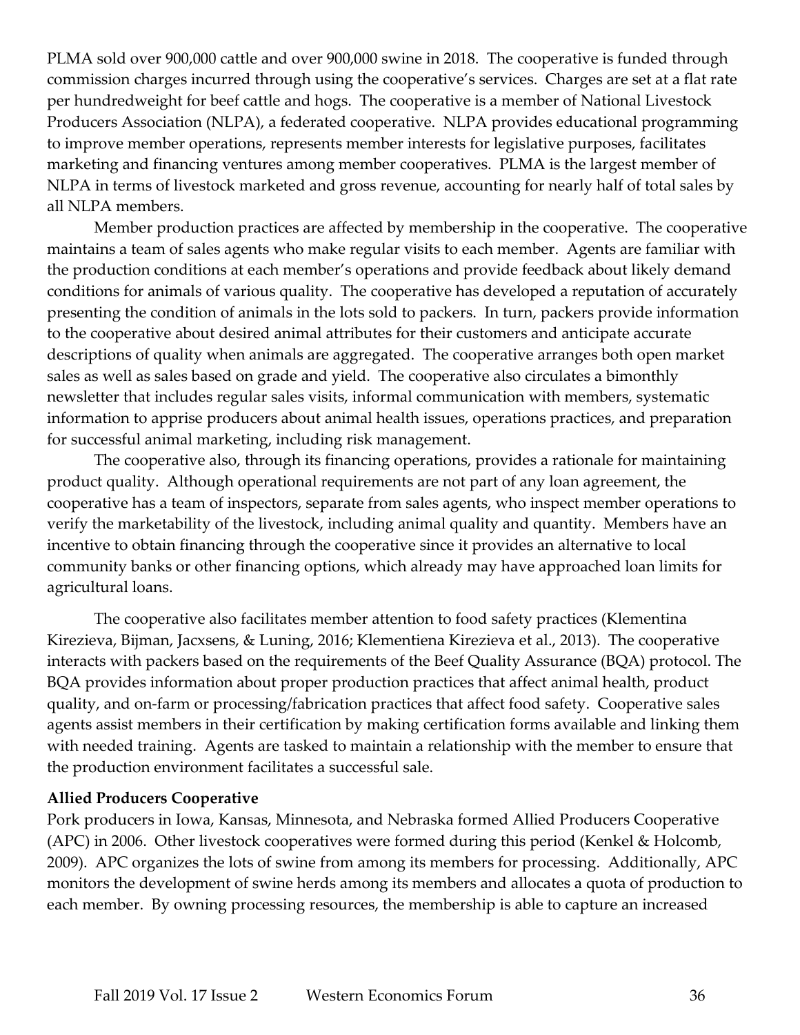PLMA sold over 900,000 cattle and over 900,000 swine in 2018. The cooperative is funded through commission charges incurred through using the cooperative's services. Charges are set at a flat rate per hundredweight for beef cattle and hogs. The cooperative is a member of National Livestock Producers Association (NLPA), a federated cooperative. NLPA provides educational programming to improve member operations, represents member interests for legislative purposes, facilitates marketing and financing ventures among member cooperatives. PLMA is the largest member of NLPA in terms of livestock marketed and gross revenue, accounting for nearly half of total sales by all NLPA members.

Member production practices are affected by membership in the cooperative. The cooperative maintains a team of sales agents who make regular visits to each member. Agents are familiar with the production conditions at each member's operations and provide feedback about likely demand conditions for animals of various quality. The cooperative has developed a reputation of accurately presenting the condition of animals in the lots sold to packers. In turn, packers provide information to the cooperative about desired animal attributes for their customers and anticipate accurate descriptions of quality when animals are aggregated. The cooperative arranges both open market sales as well as sales based on grade and yield. The cooperative also circulates a bimonthly newsletter that includes regular sales visits, informal communication with members, systematic information to apprise producers about animal health issues, operations practices, and preparation for successful animal marketing, including risk management.

The cooperative also, through its financing operations, provides a rationale for maintaining product quality. Although operational requirements are not part of any loan agreement, the cooperative has a team of inspectors, separate from sales agents, who inspect member operations to verify the marketability of the livestock, including animal quality and quantity. Members have an incentive to obtain financing through the cooperative since it provides an alternative to local community banks or other financing options, which already may have approached loan limits for agricultural loans.

The cooperative also facilitates member attention to food safety practices (Klementina Kirezieva, Bijman, Jacxsens, & Luning, 2016; Klementiena Kirezieva et al., 2013). The cooperative interacts with packers based on the requirements of the Beef Quality Assurance (BQA) protocol. The BQA provides information about proper production practices that affect animal health, product quality, and on-farm or processing/fabrication practices that affect food safety. Cooperative sales agents assist members in their certification by making certification forms available and linking them with needed training. Agents are tasked to maintain a relationship with the member to ensure that the production environment facilitates a successful sale.

**Allied Producers Cooperative**

Pork producers in Iowa, Kansas, Minnesota, and Nebraska formed Allied Producers Cooperative (APC) in 2006. Other livestock cooperatives were formed during this period (Kenkel & Holcomb, 2009). APC organizes the lots of swine from among its members for processing. Additionally, APC monitors the development of swine herds among its members and allocates a quota of production to each member. By owning processing resources, the membership is able to capture an increased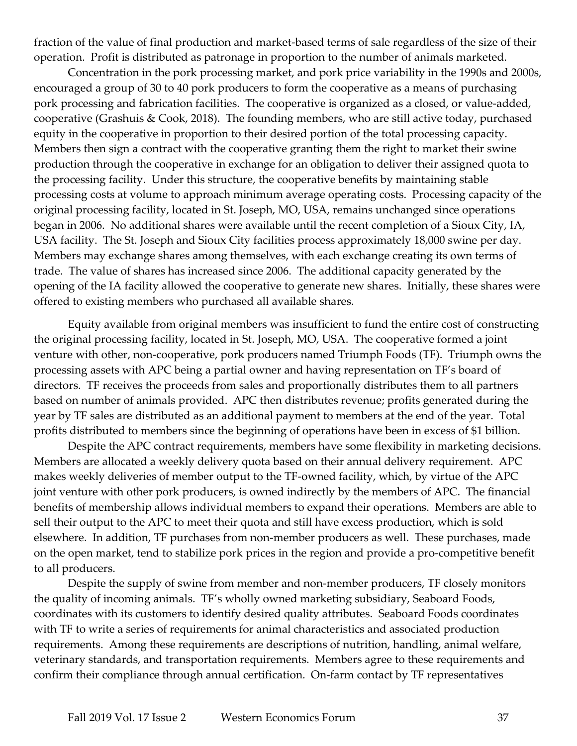fraction of the value of final production and market-based terms of sale regardless of the size of their operation. Profit is distributed as patronage in proportion to the number of animals marketed.

Concentration in the pork processing market, and pork price variability in the 1990s and 2000s, encouraged a group of 30 to 40 pork producers to form the cooperative as a means of purchasing pork processing and fabrication facilities. The cooperative is organized as a closed, or value-added, cooperative (Grashuis & Cook, 2018). The founding members, who are still active today, purchased equity in the cooperative in proportion to their desired portion of the total processing capacity. Members then sign a contract with the cooperative granting them the right to market their swine production through the cooperative in exchange for an obligation to deliver their assigned quota to the processing facility. Under this structure, the cooperative benefits by maintaining stable processing costs at volume to approach minimum average operating costs. Processing capacity of the original processing facility, located in St. Joseph, MO, USA, remains unchanged since operations began in 2006. No additional shares were available until the recent completion of a Sioux City, IA, USA facility. The St. Joseph and Sioux City facilities process approximately 18,000 swine per day. Members may exchange shares among themselves, with each exchange creating its own terms of trade. The value of shares has increased since 2006. The additional capacity generated by the opening of the IA facility allowed the cooperative to generate new shares. Initially, these shares were offered to existing members who purchased all available shares.

Equity available from original members was insufficient to fund the entire cost of constructing the original processing facility, located in St. Joseph, MO, USA. The cooperative formed a joint venture with other, non-cooperative, pork producers named Triumph Foods (TF). Triumph owns the processing assets with APC being a partial owner and having representation on TF's board of directors. TF receives the proceeds from sales and proportionally distributes them to all partners based on number of animals provided. APC then distributes revenue; profits generated during the year by TF sales are distributed as an additional payment to members at the end of the year. Total profits distributed to members since the beginning of operations have been in excess of $1 billion.

Despite the APC contract requirements, members have some flexibility in marketing decisions. Members are allocated a weekly delivery quota based on their annual delivery requirement. APC makes weekly deliveries of member output to the TF-owned facility, which, by virtue of the APC joint venture with other pork producers, is owned indirectly by the members of APC. The financial benefits of membership allows individual members to expand their operations. Members are able to sell their output to the APC to meet their quota and still have excess production, which is sold elsewhere. In addition, TF purchases from non-member producers as well. These purchases, made on the open market, tend to stabilize pork prices in the region and provide a pro-competitive benefit to all producers.

Despite the supply of swine from member and non-member producers, TF closely monitors the quality of incoming animals. TF's wholly owned marketing subsidiary, Seaboard Foods, coordinates with its customers to identify desired quality attributes. Seaboard Foods coordinates with TF to write a series of requirements for animal characteristics and associated production requirements. Among these requirements are descriptions of nutrition, handling, animal welfare, veterinary standards, and transportation requirements. Members agree to these requirements and confirm their compliance through annual certification. On-farm contact by TF representatives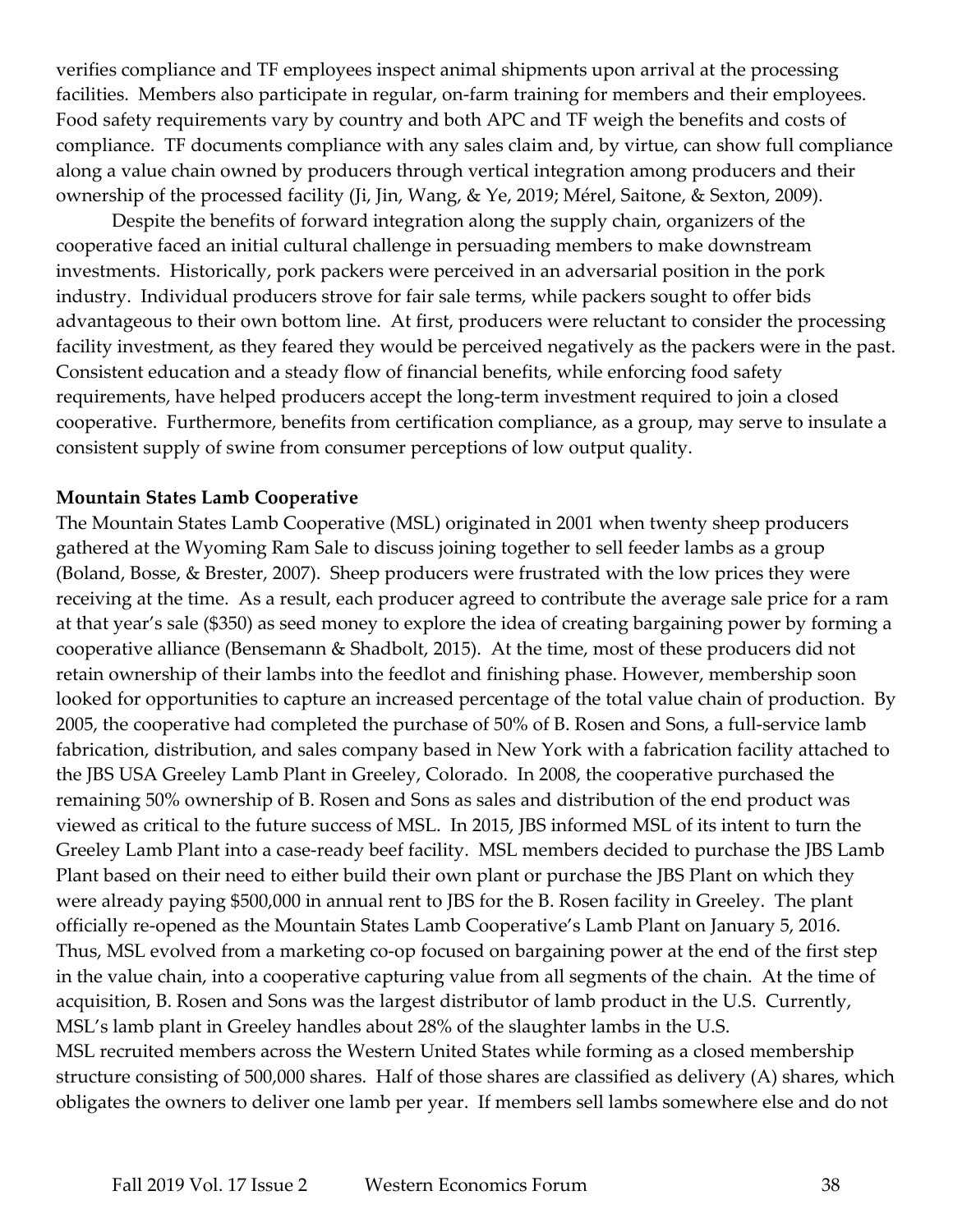verifies compliance and TF employees inspect animal shipments upon arrival at the processing facilities. Members also participate in regular, on-farm training for members and their employees. Food safety requirements vary by country and both APC and TF weigh the benefits and costs of compliance. TF documents compliance with any sales claim and, by virtue, can show full compliance along a value chain owned by producers through vertical integration among producers and their ownership of the processed facility (Ji, Jin, Wang, & Ye, 2019; Mérel, Saitone, & Sexton, 2009).

Despite the benefits of forward integration along the supply chain, organizers of the cooperative faced an initial cultural challenge in persuading members to make downstream investments. Historically, pork packers were perceived in an adversarial position in the pork industry. Individual producers strove for fair sale terms, while packers sought to offer bids advantageous to their own bottom line. At first, producers were reluctant to consider the processing facility investment, as they feared they would be perceived negatively as the packers were in the past. Consistent education and a steady flow of financial benefits, while enforcing food safety requirements, have helped producers accept the long-term investment required to join a closed cooperative. Furthermore, benefits from certification compliance, as a group, may serve to insulate a consistent supply of swine from consumer perceptions of low output quality.

**Mountain States Lamb Cooperative**

The Mountain States Lamb Cooperative (MSL) originated in 2001 when twenty sheep producers gathered at the Wyoming Ram Sale to discuss joining together to sell feeder lambs as a group (Boland, Bosse, & Brester, 2007). Sheep producers were frustrated with the low prices they were receiving at the time. As a result, each producer agreed to contribute the average sale price for a ram at that year's sale ($350) as seed money to explore the idea of creating bargaining power by forming a cooperative alliance (Bensemann & Shadbolt, 2015). At the time, most of these producers did not retain ownership of their lambs into the feedlot and finishing phase. However, membership soon looked for opportunities to capture an increased percentage of the total value chain of production. By 2005, the cooperative had completed the purchase of 50% of B. Rosen and Sons, a full-service lamb fabrication, distribution, and sales company based in New York with a fabrication facility attached to the JBS USA Greeley Lamb Plant in Greeley, Colorado. In 2008, the cooperative purchased the remaining 50% ownership of B. Rosen and Sons as sales and distribution of the end product was viewed as critical to the future success of MSL. In 2015, JBS informed MSL of its intent to turn the Greeley Lamb Plant into a case-ready beef facility. MSL members decided to purchase the JBS Lamb Plant based on their need to either build their own plant or purchase the JBS Plant on which they were already paying $500,000 in annual rent to JBS for the B. Rosen facility in Greeley. The plant officially re-opened as the Mountain States Lamb Cooperative's Lamb Plant on January 5, 2016. Thus, MSL evolved from a marketing co-op focused on bargaining power at the end of the first step in the value chain, into a cooperative capturing value from all segments of the chain. At the time of acquisition, B. Rosen and Sons was the largest distributor of lamb product in the U.S. Currently, MSL's lamb plant in Greeley handles about 28% of the slaughter lambs in the U.S.

MSL recruited members across the Western United States while forming as a closed membership structure consisting of 500,000 shares. Half of those shares are classified as delivery (A) shares, which obligates the owners to deliver one lamb per year. If members sell lambs somewhere else and do not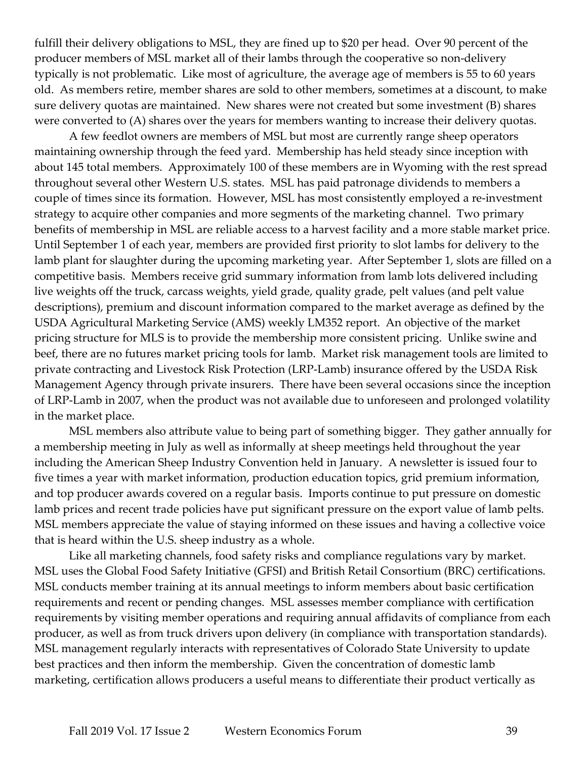fulfill their delivery obligations to MSL, they are fined up to $20 per head. Over 90 percent of the producer members of MSL market all of their lambs through the cooperative so non-delivery typically is not problematic. Like most of agriculture, the average age of members is 55 to 60 years old. As members retire, member shares are sold to other members, sometimes at a discount, to make sure delivery quotas are maintained. New shares were not created but some investment (B) shares were converted to (A) shares over the years for members wanting to increase their delivery quotas.

A few feedlot owners are members of MSL but most are currently range sheep operators maintaining ownership through the feed yard. Membership has held steady since inception with about 145 total members. Approximately 100 of these members are in Wyoming with the rest spread throughout several other Western U.S. states. MSL has paid patronage dividends to members a couple of times since its formation. However, MSL has most consistently employed a re-investment strategy to acquire other companies and more segments of the marketing channel. Two primary benefits of membership in MSL are reliable access to a harvest facility and a more stable market price. Until September 1 of each year, members are provided first priority to slot lambs for delivery to the lamb plant for slaughter during the upcoming marketing year. After September 1, slots are filled on a competitive basis. Members receive grid summary information from lamb lots delivered including live weights off the truck, carcass weights, yield grade, quality grade, pelt values (and pelt value descriptions), premium and discount information compared to the market average as defined by the USDA Agricultural Marketing Service (AMS) weekly LM352 report. An objective of the market pricing structure for MLS is to provide the membership more consistent pricing. Unlike swine and beef, there are no futures market pricing tools for lamb. Market risk management tools are limited to private contracting and Livestock Risk Protection (LRP-Lamb) insurance offered by the USDA Risk Management Agency through private insurers. There have been several occasions since the inception of LRP-Lamb in 2007, when the product was not available due to unforeseen and prolonged volatility in the market place.

MSL members also attribute value to being part of something bigger. They gather annually for a membership meeting in July as well as informally at sheep meetings held throughout the year including the American Sheep Industry Convention held in January. A newsletter is issued four to five times a year with market information, production education topics, grid premium information, and top producer awards covered on a regular basis. Imports continue to put pressure on domestic lamb prices and recent trade policies have put significant pressure on the export value of lamb pelts. MSL members appreciate the value of staying informed on these issues and having a collective voice that is heard within the U.S. sheep industry as a whole.

Like all marketing channels, food safety risks and compliance regulations vary by market. MSL uses the Global Food Safety Initiative (GFSI) and British Retail Consortium (BRC) certifications. MSL conducts member training at its annual meetings to inform members about basic certification requirements and recent or pending changes. MSL assesses member compliance with certification requirements by visiting member operations and requiring annual affidavits of compliance from each producer, as well as from truck drivers upon delivery (in compliance with transportation standards). MSL management regularly interacts with representatives of Colorado State University to update best practices and then inform the membership. Given the concentration of domestic lamb marketing, certification allows producers a useful means to differentiate their product vertically as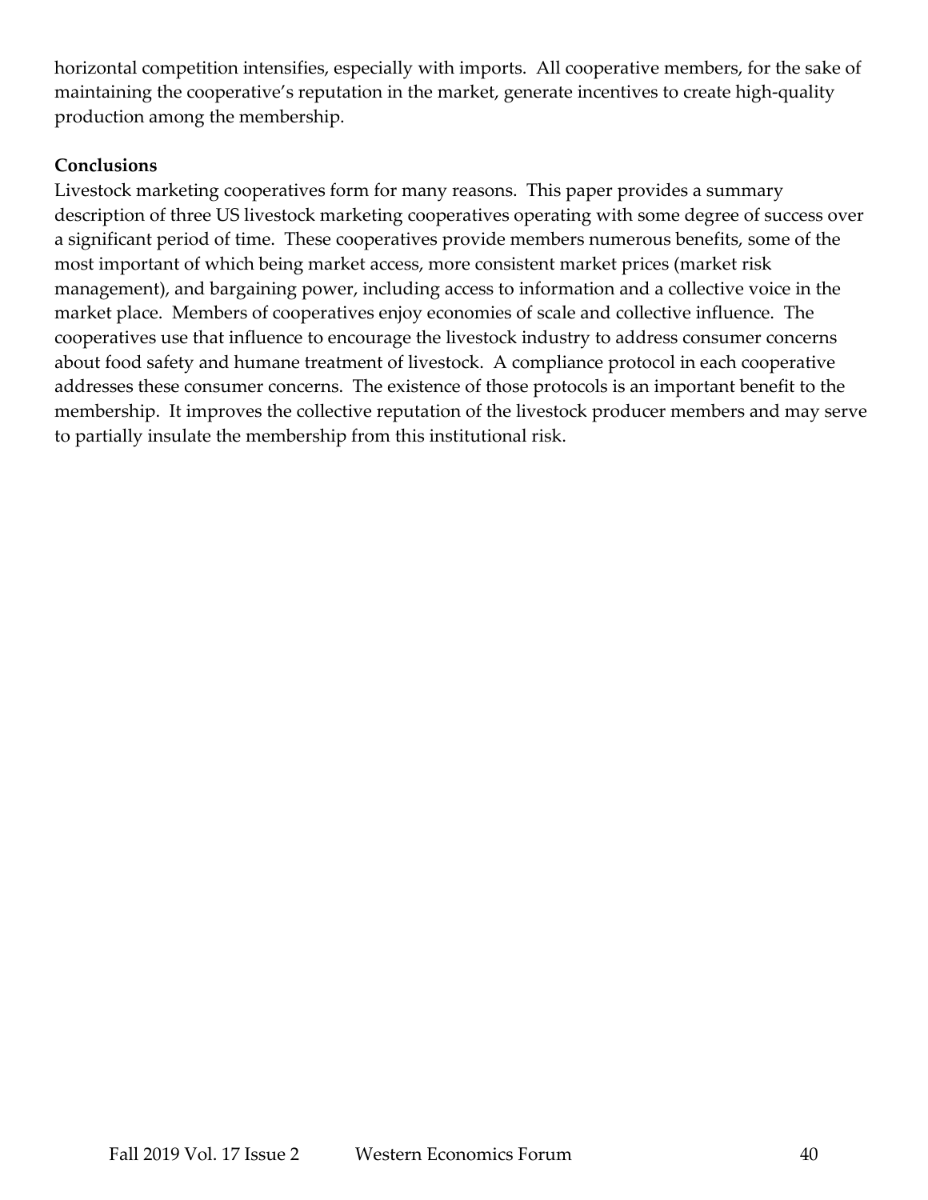horizontal competition intensifies, especially with imports. All cooperative members, for the sake of maintaining the cooperative's reputation in the market, generate incentives to create high-quality production among the membership.

## Conclusions

Livestock marketing cooperatives form for many reasons. This paper provides a summary description of three US livestock marketing cooperatives operating with some degree of success over a significant period of time. These cooperatives provide members numerous benefits, some of the most important of which being market access, more consistent market prices (market risk management), and bargaining power, including access to information and a collective voice in the market place. Members of cooperatives enjoy economies of scale and collective influence. The cooperatives use that influence to encourage the livestock industry to address consumer concerns about food safety and humane treatment of livestock. A compliance protocol in each cooperative addresses these consumer concerns. The existence of those protocols is an important benefit to the membership. It improves the collective reputation of the livestock producer members and may serve to partially insulate the membership from this institutional risk.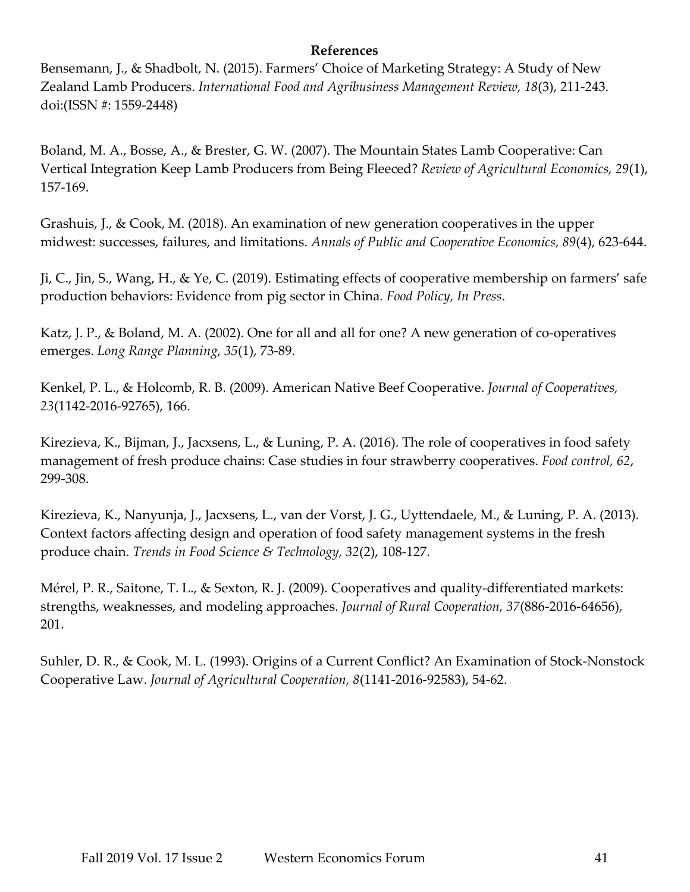**References**

Bensemann, J., & Shadbolt, N. (2015). Farmers' Choice of Marketing Strategy: A Study of New Zealand Lamb Producers. *International Food and Agribusiness Management Review, 18*(3), 211-243. doi:(ISSN #: 1559-2448)

Boland, M. A., Bosse, A., & Brester, G. W. (2007). The Mountain States Lamb Cooperative: Can Vertical Integration Keep Lamb Producers from Being Fleeced? *Review of Agricultural Economics, 29*(1), 157-169.

Grashuis, J., & Cook, M. (2018). An examination of new generation cooperatives in the upper midwest: successes, failures, and limitations. *Annals of Public and Cooperative Economics, 89*(4), 623-644.

Ji, C., Jin, S., Wang, H., & Ye, C. (2019). Estimating effects of cooperative membership on farmers' safe production behaviors: Evidence from pig sector in China. *Food Policy, In Press*.

Katz, J. P., & Boland, M. A. (2002). One for all and all for one? A new generation of co-operatives emerges. *Long Range Planning, 35*(1), 73-89.

Kenkel, P. L., & Holcomb, R. B. (2009). American Native Beef Cooperative. *Journal of Cooperatives, 23*(1142-2016-92765), 166.

Kirezieva, K., Bijman, J., Jacxsens, L., & Luning, P. A. (2016). The role of cooperatives in food safety management of fresh produce chains: Case studies in four strawberry cooperatives. *Food control, 62*, 299-308.

Kirezieva, K., Nanyunja, J., Jacxsens, L., van der Vorst, J. G., Uyttendaele, M., & Luning, P. A. (2013). Context factors affecting design and operation of food safety management systems in the fresh produce chain. *Trends in Food Science & Technology, 32*(2), 108-127.

Mérel, P. R., Saitone, T. L., & Sexton, R. J. (2009). Cooperatives and quality-differentiated markets: strengths, weaknesses, and modeling approaches. *Journal of Rural Cooperation, 37*(886-2016-64656), 201.

Suhler, D. R., & Cook, M. L. (1993). Origins of a Current Conflict? An Examination of Stock-Nonstock Cooperative Law. *Journal of Agricultural Cooperation, 8*(1141-2016-92583), 54-62.